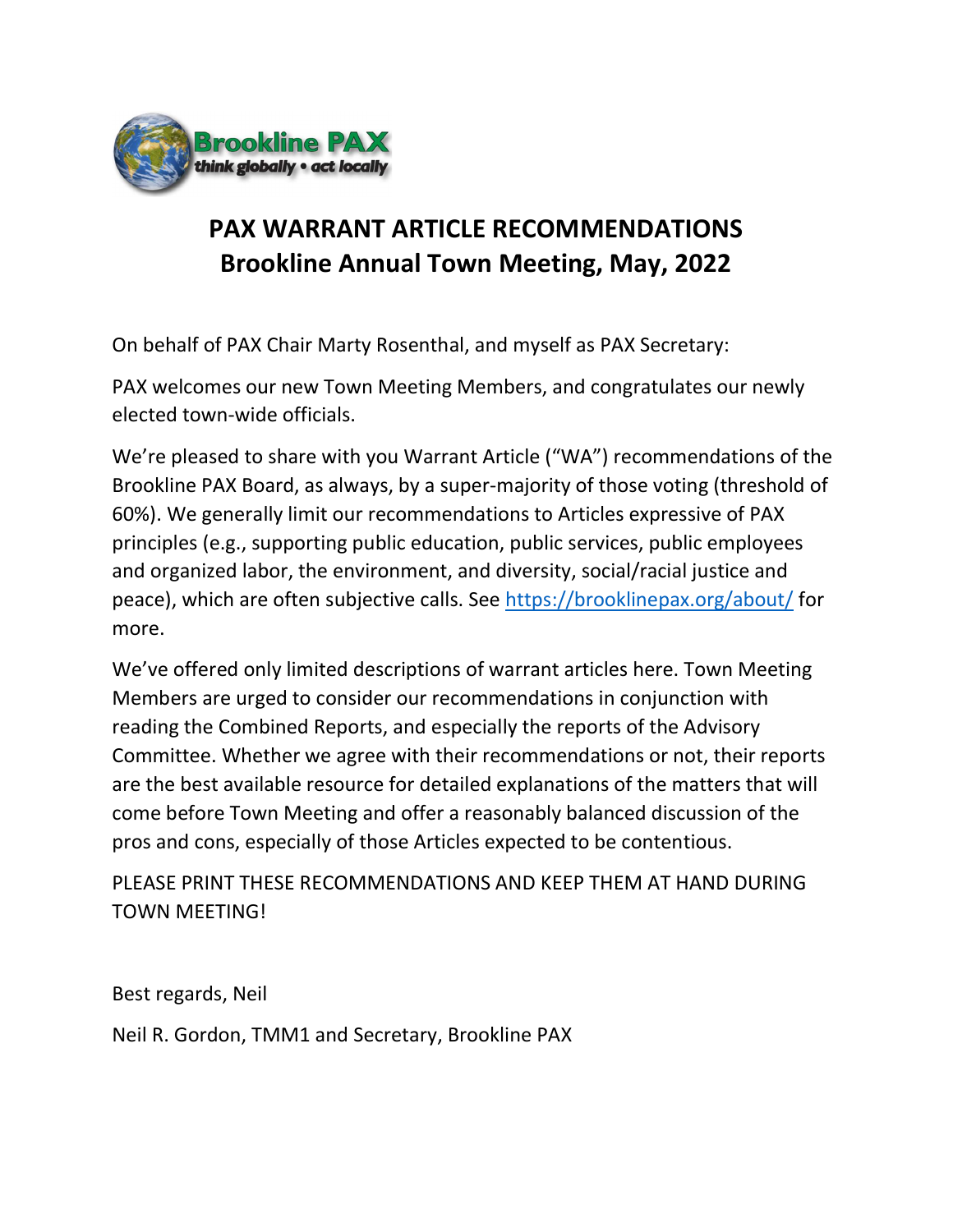Brookline PAX
*think globally • act locally*

# PAX WARRANT ARTICLE RECOMMENDATIONS
## Brookline Annual Town Meeting, May, 2022

On behalf of PAX Chair Marty Rosenthal, and myself as PAX Secretary:

PAX welcomes our new Town Meeting Members, and congratulates our newly elected town-wide officials.

We're pleased to share with you Warrant Article ("WA") recommendations of the Brookline PAX Board, as always, by a super-majority of those voting (threshold of 60%). We generally limit our recommendations to Articles expressive of PAX principles (e.g., supporting public education, public services, public employees and organized labor, the environment, and diversity, social/racial justice and peace), which are often subjective calls. See https://brooklinepax.org/about/ for more.

We've offered only limited descriptions of warrant articles here. Town Meeting Members are urged to consider our recommendations in conjunction with reading the Combined Reports, and especially the reports of the Advisory Committee. Whether we agree with their recommendations or not, their reports are the best available resource for detailed explanations of the matters that will come before Town Meeting and offer a reasonably balanced discussion of the pros and cons, especially of those Articles expected to be contentious.

PLEASE PRINT THESE RECOMMENDATIONS AND KEEP THEM AT HAND DURING TOWN MEETING!

Best regards, Neil

Neil R. Gordon, TMM1 and Secretary, Brookline PAX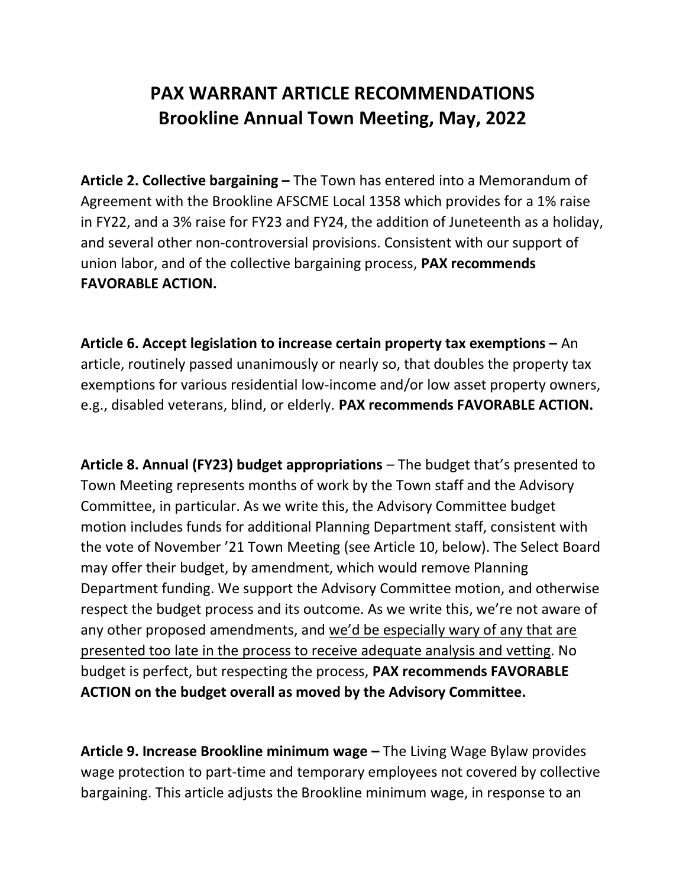# PAX WARRANT ARTICLE RECOMMENDATIONS
# Brookline Annual Town Meeting, May, 2022

**Article 2. Collective bargaining –** The Town has entered into a Memorandum of Agreement with the Brookline AFSCME Local 1358 which provides for a 1% raise in FY22, and a 3% raise for FY23 and FY24, the addition of Juneteenth as a holiday, and several other non-controversial provisions. Consistent with our support of union labor, and of the collective bargaining process, **PAX recommends FAVORABLE ACTION.**

**Article 6. Accept legislation to increase certain property tax exemptions –** An article, routinely passed unanimously or nearly so, that doubles the property tax exemptions for various residential low-income and/or low asset property owners, e.g., disabled veterans, blind, or elderly. **PAX recommends FAVORABLE ACTION.**

**Article 8. Annual (FY23) budget appropriations** – The budget that's presented to Town Meeting represents months of work by the Town staff and the Advisory Committee, in particular. As we write this, the Advisory Committee budget motion includes funds for additional Planning Department staff, consistent with the vote of November '21 Town Meeting (see Article 10, below). The Select Board may offer their budget, by amendment, which would remove Planning Department funding. We support the Advisory Committee motion, and otherwise respect the budget process and its outcome. As we write this, we're not aware of any other proposed amendments, and <u>we'd be especially wary of any that are presented too late in the process to receive adequate analysis and vetting</u>. No budget is perfect, but respecting the process, **PAX recommends FAVORABLE ACTION on the budget overall as moved by the Advisory Committee.**

**Article 9. Increase Brookline minimum wage –** The Living Wage Bylaw provides wage protection to part-time and temporary employees not covered by collective bargaining. This article adjusts the Brookline minimum wage, in response to an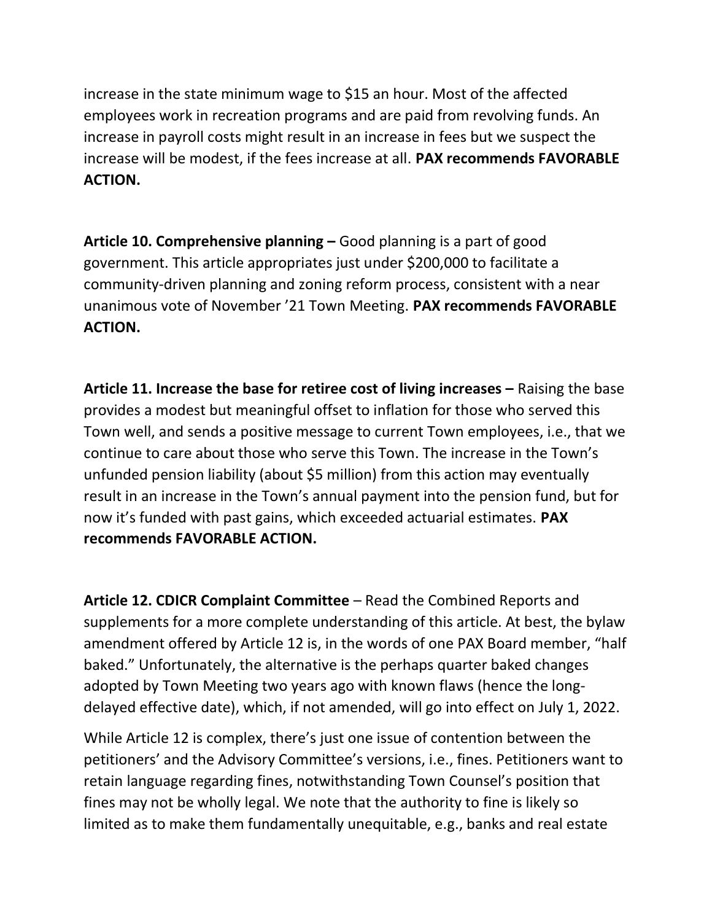increase in the state minimum wage to $15 an hour. Most of the affected employees work in recreation programs and are paid from revolving funds. An increase in payroll costs might result in an increase in fees but we suspect the increase will be modest, if the fees increase at all. **PAX recommends FAVORABLE ACTION.**

**Article 10. Comprehensive planning –** Good planning is a part of good government. This article appropriates just under $200,000 to facilitate a community-driven planning and zoning reform process, consistent with a near unanimous vote of November ’21 Town Meeting. **PAX recommends FAVORABLE ACTION.**

**Article 11. Increase the base for retiree cost of living increases –** Raising the base provides a modest but meaningful offset to inflation for those who served this Town well, and sends a positive message to current Town employees, i.e., that we continue to care about those who serve this Town. The increase in the Town’s unfunded pension liability (about $5 million) from this action may eventually result in an increase in the Town’s annual payment into the pension fund, but for now it’s funded with past gains, which exceeded actuarial estimates. **PAX recommends FAVORABLE ACTION.**

**Article 12. CDICR Complaint Committee** – Read the Combined Reports and supplements for a more complete understanding of this article. At best, the bylaw amendment offered by Article 12 is, in the words of one PAX Board member, “half baked.” Unfortunately, the alternative is the perhaps quarter baked changes adopted by Town Meeting two years ago with known flaws (hence the long-delayed effective date), which, if not amended, will go into effect on July 1, 2022.

While Article 12 is complex, there’s just one issue of contention between the petitioners’ and the Advisory Committee’s versions, i.e., fines. Petitioners want to retain language regarding fines, notwithstanding Town Counsel’s position that fines may not be wholly legal. We note that the authority to fine is likely so limited as to make them fundamentally unequitable, e.g., banks and real estate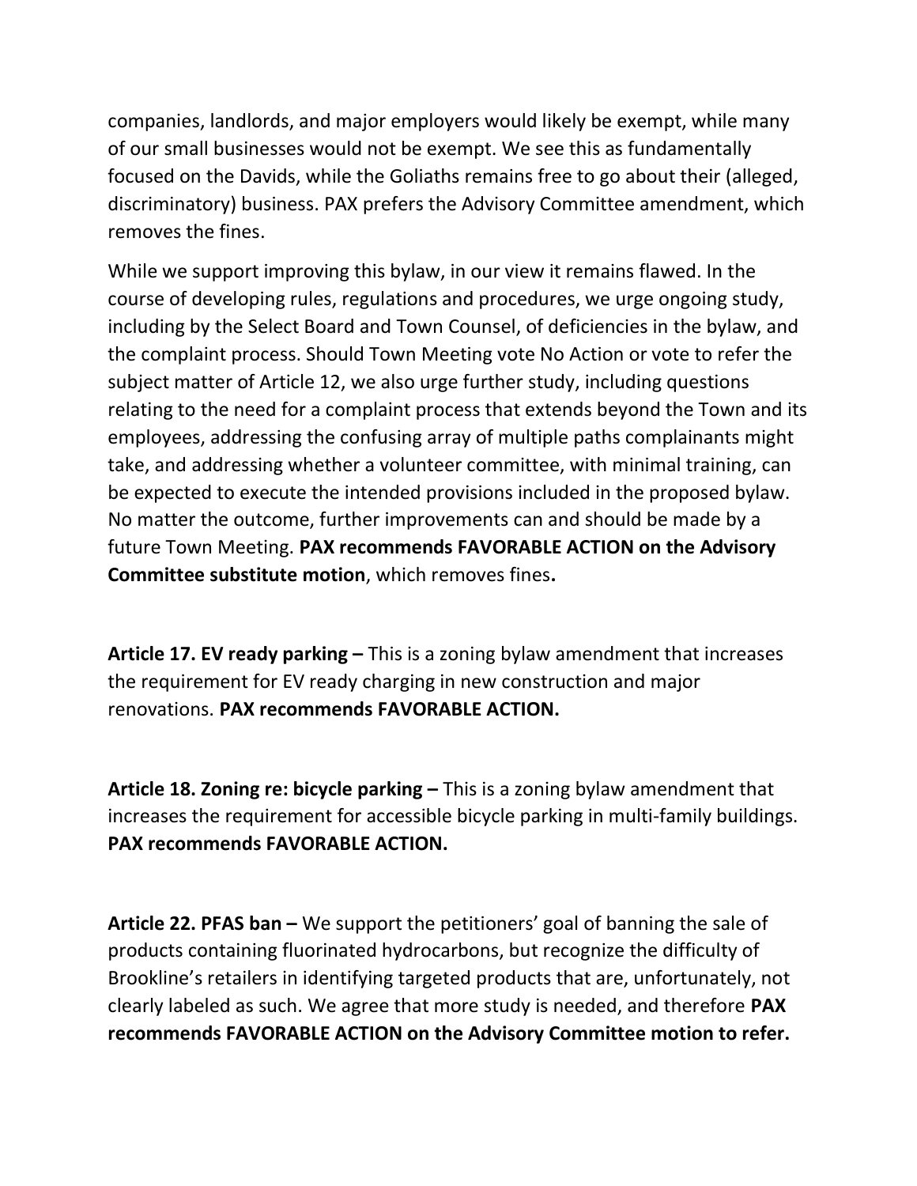companies, landlords, and major employers would likely be exempt, while many of our small businesses would not be exempt. We see this as fundamentally focused on the Davids, while the Goliaths remains free to go about their (alleged, discriminatory) business. PAX prefers the Advisory Committee amendment, which removes the fines.

While we support improving this bylaw, in our view it remains flawed. In the course of developing rules, regulations and procedures, we urge ongoing study, including by the Select Board and Town Counsel, of deficiencies in the bylaw, and the complaint process. Should Town Meeting vote No Action or vote to refer the subject matter of Article 12, we also urge further study, including questions relating to the need for a complaint process that extends beyond the Town and its employees, addressing the confusing array of multiple paths complainants might take, and addressing whether a volunteer committee, with minimal training, can be expected to execute the intended provisions included in the proposed bylaw. No matter the outcome, further improvements can and should be made by a future Town Meeting. **PAX recommends FAVORABLE ACTION on the Advisory Committee substitute motion**, which removes fines**.**

**Article 17. EV ready parking –** This is a zoning bylaw amendment that increases the requirement for EV ready charging in new construction and major renovations. **PAX recommends FAVORABLE ACTION.**

**Article 18. Zoning re: bicycle parking –** This is a zoning bylaw amendment that increases the requirement for accessible bicycle parking in multi-family buildings. **PAX recommends FAVORABLE ACTION.**

**Article 22. PFAS ban –** We support the petitioners' goal of banning the sale of products containing fluorinated hydrocarbons, but recognize the difficulty of Brookline's retailers in identifying targeted products that are, unfortunately, not clearly labeled as such. We agree that more study is needed, and therefore **PAX recommends FAVORABLE ACTION on the Advisory Committee motion to refer.**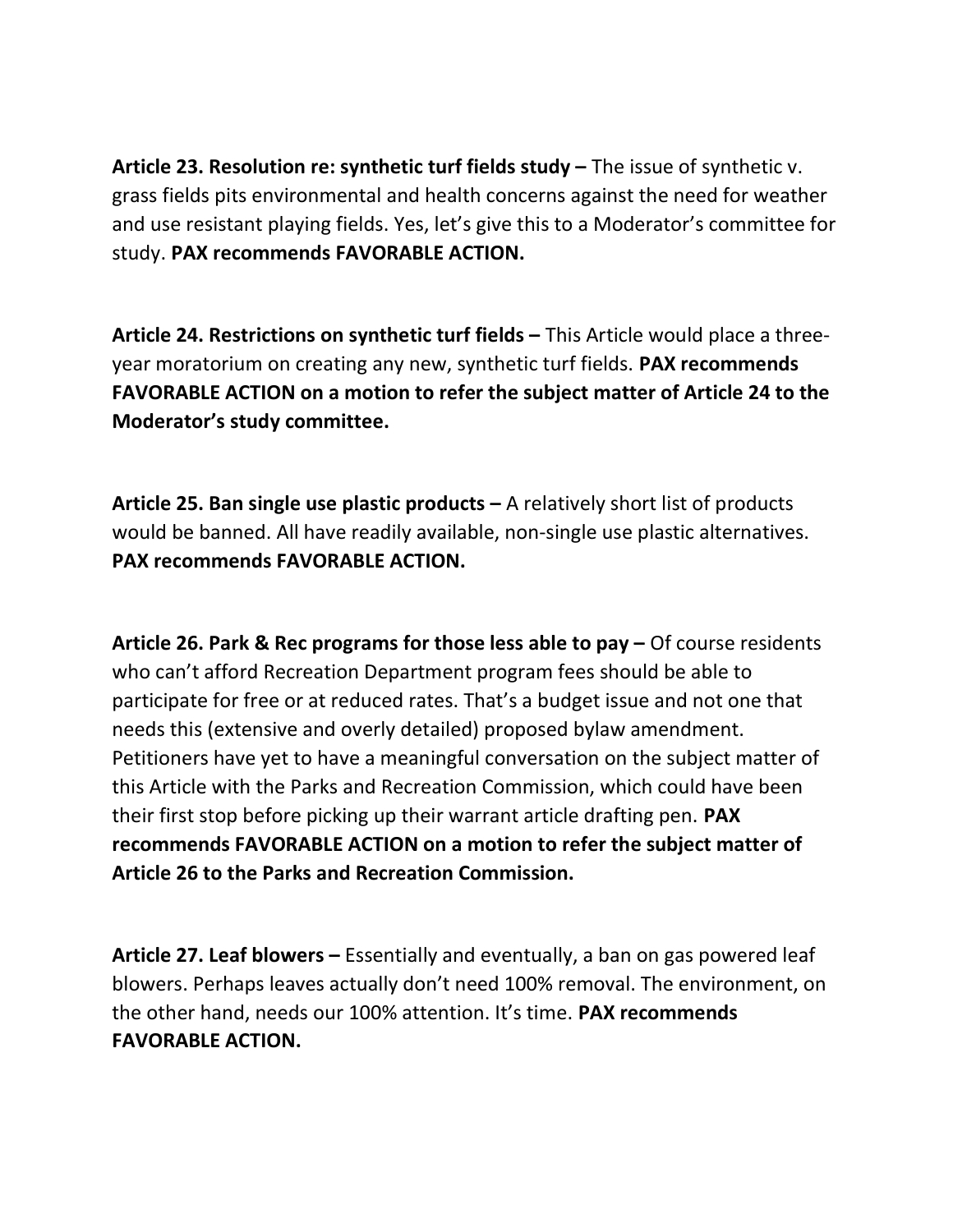**Article 23. Resolution re: synthetic turf fields study –** The issue of synthetic v. grass fields pits environmental and health concerns against the need for weather and use resistant playing fields. Yes, let's give this to a Moderator's committee for study. **PAX recommends FAVORABLE ACTION.**

**Article 24. Restrictions on synthetic turf fields –** This Article would place a three-year moratorium on creating any new, synthetic turf fields. **PAX recommends FAVORABLE ACTION on a motion to refer the subject matter of Article 24 to the Moderator's study committee.**

**Article 25. Ban single use plastic products –** A relatively short list of products would be banned. All have readily available, non-single use plastic alternatives. **PAX recommends FAVORABLE ACTION.**

**Article 26. Park & Rec programs for those less able to pay –** Of course residents who can't afford Recreation Department program fees should be able to participate for free or at reduced rates. That's a budget issue and not one that needs this (extensive and overly detailed) proposed bylaw amendment. Petitioners have yet to have a meaningful conversation on the subject matter of this Article with the Parks and Recreation Commission, which could have been their first stop before picking up their warrant article drafting pen. **PAX recommends FAVORABLE ACTION on a motion to refer the subject matter of Article 26 to the Parks and Recreation Commission.**

**Article 27. Leaf blowers –** Essentially and eventually, a ban on gas powered leaf blowers. Perhaps leaves actually don't need 100% removal. The environment, on the other hand, needs our 100% attention. It's time. **PAX recommends FAVORABLE ACTION.**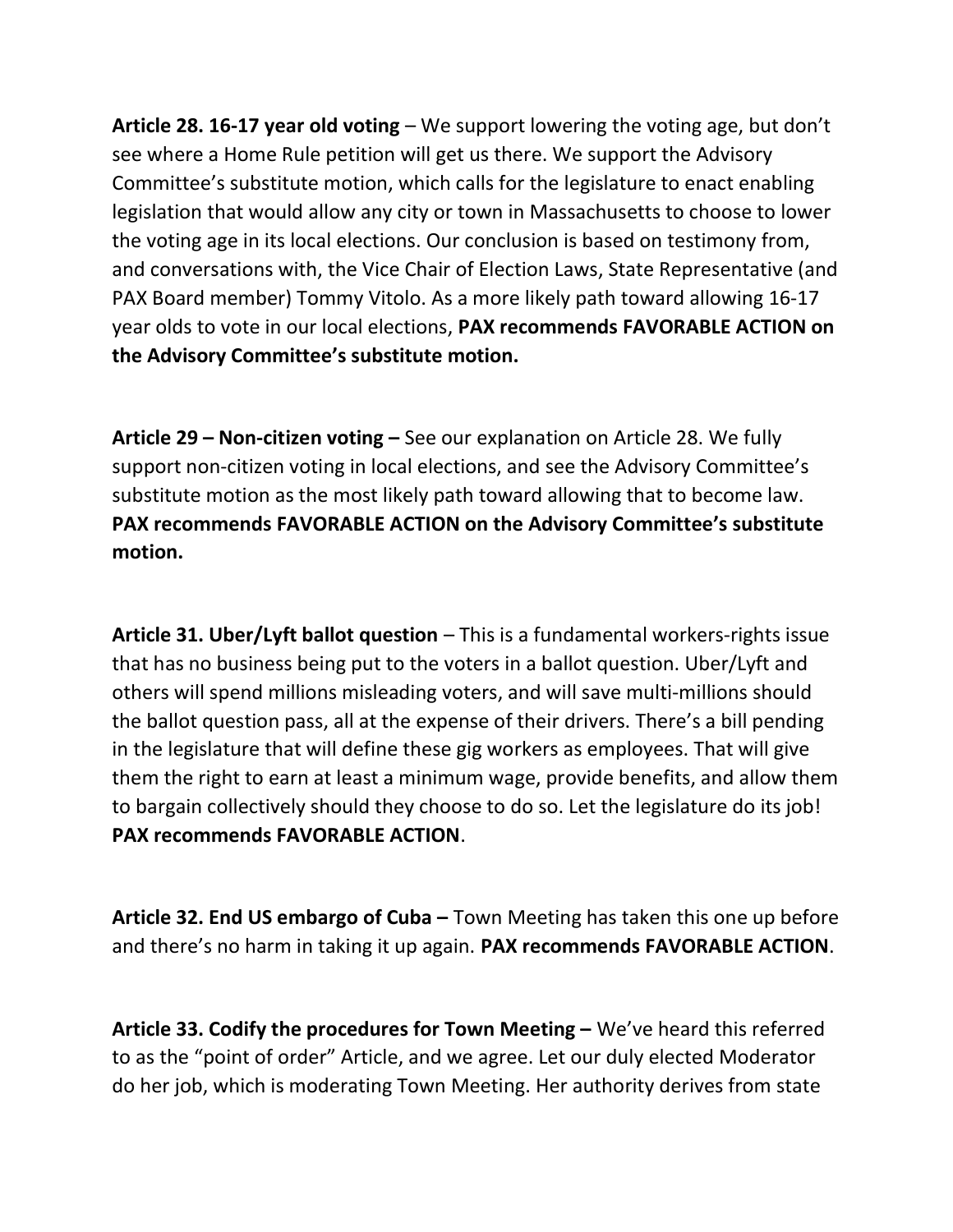**Article 28. 16-17 year old voting** – We support lowering the voting age, but don't see where a Home Rule petition will get us there. We support the Advisory Committee's substitute motion, which calls for the legislature to enact enabling legislation that would allow any city or town in Massachusetts to choose to lower the voting age in its local elections. Our conclusion is based on testimony from, and conversations with, the Vice Chair of Election Laws, State Representative (and PAX Board member) Tommy Vitolo. As a more likely path toward allowing 16-17 year olds to vote in our local elections, **PAX recommends FAVORABLE ACTION on the Advisory Committee's substitute motion.**

**Article 29 – Non-citizen voting –** See our explanation on Article 28. We fully support non-citizen voting in local elections, and see the Advisory Committee's substitute motion as the most likely path toward allowing that to become law. **PAX recommends FAVORABLE ACTION on the Advisory Committee's substitute motion.**

**Article 31. Uber/Lyft ballot question** – This is a fundamental workers-rights issue that has no business being put to the voters in a ballot question. Uber/Lyft and others will spend millions misleading voters, and will save multi-millions should the ballot question pass, all at the expense of their drivers. There's a bill pending in the legislature that will define these gig workers as employees. That will give them the right to earn at least a minimum wage, provide benefits, and allow them to bargain collectively should they choose to do so. Let the legislature do its job! **PAX recommends FAVORABLE ACTION**.

**Article 32. End US embargo of Cuba –** Town Meeting has taken this one up before and there's no harm in taking it up again. **PAX recommends FAVORABLE ACTION**.

**Article 33. Codify the procedures for Town Meeting –** We've heard this referred to as the "point of order" Article, and we agree. Let our duly elected Moderator do her job, which is moderating Town Meeting. Her authority derives from state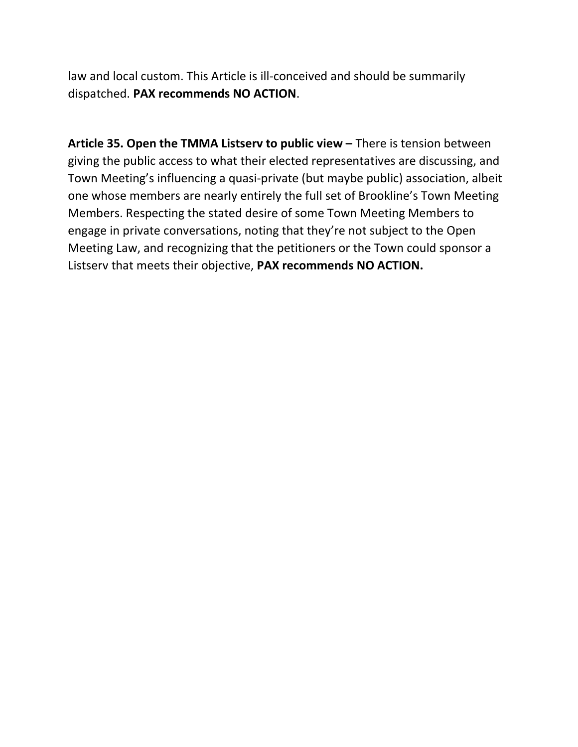law and local custom. This Article is ill-conceived and should be summarily dispatched. **PAX recommends NO ACTION**.

**Article 35. Open the TMMA Listserv to public view –** There is tension between giving the public access to what their elected representatives are discussing, and Town Meeting's influencing a quasi-private (but maybe public) association, albeit one whose members are nearly entirely the full set of Brookline's Town Meeting Members. Respecting the stated desire of some Town Meeting Members to engage in private conversations, noting that they're not subject to the Open Meeting Law, and recognizing that the petitioners or the Town could sponsor a Listserv that meets their objective, **PAX recommends NO ACTION.**